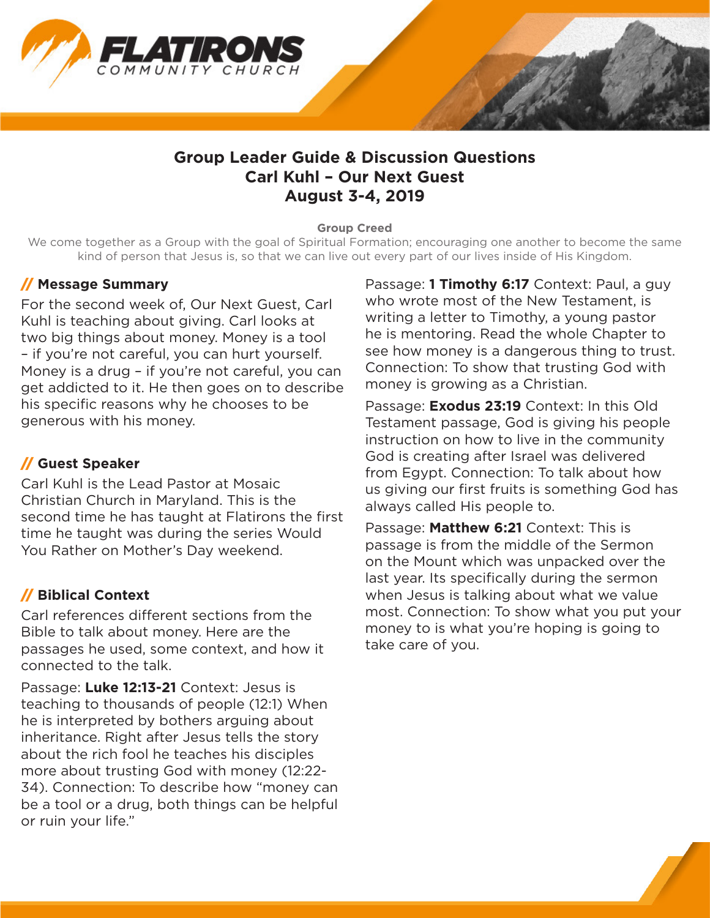# Group Leader Guide & Discussion Questions
# Carl Kuhl – Our Next Guest
# August 3-4, 2019

**Group Creed**

We come together as a Group with the goal of Spiritual Formation; encouraging one another to become the same kind of person that Jesus is, so that we can live out every part of our lives inside of His Kingdom.

## // Message Summary

For the second week of, Our Next Guest, Carl Kuhl is teaching about giving. Carl looks at two big things about money. Money is a tool – if you're not careful, you can hurt yourself. Money is a drug – if you're not careful, you can get addicted to it. He then goes on to describe his specific reasons why he chooses to be generous with his money.

## // Guest Speaker

Carl Kuhl is the Lead Pastor at Mosaic Christian Church in Maryland. This is the second time he has taught at Flatirons the first time he taught was during the series Would You Rather on Mother's Day weekend.

## // Biblical Context

Carl references different sections from the Bible to talk about money. Here are the passages he used, some context, and how it connected to the talk.

Passage: **Luke 12:13-21** Context: Jesus is teaching to thousands of people (12:1) When he is interpreted by bothers arguing about inheritance. Right after Jesus tells the story about the rich fool he teaches his disciples more about trusting God with money (12:22-34). Connection: To describe how "money can be a tool or a drug, both things can be helpful or ruin your life."

Passage: **1 Timothy 6:17** Context: Paul, a guy who wrote most of the New Testament, is writing a letter to Timothy, a young pastor he is mentoring. Read the whole Chapter to see how money is a dangerous thing to trust. Connection: To show that trusting God with money is growing as a Christian.

Passage: **Exodus 23:19** Context: In this Old Testament passage, God is giving his people instruction on how to live in the community God is creating after Israel was delivered from Egypt. Connection: To talk about how us giving our first fruits is something God has always called His people to.

Passage: **Matthew 6:21** Context: This is passage is from the middle of the Sermon on the Mount which was unpacked over the last year. Its specifically during the sermon when Jesus is talking about what we value most. Connection: To show what you put your money to is what you're hoping is going to take care of you.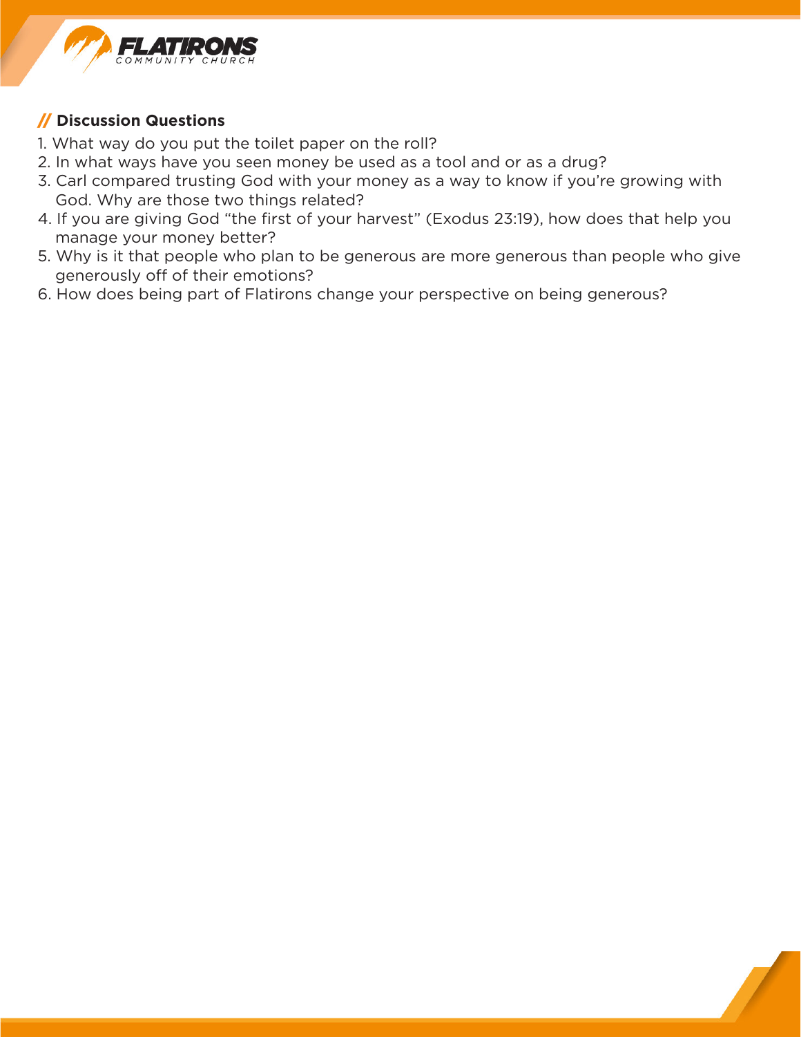## // Discussion Questions

1. What way do you put the toilet paper on the roll?
2. In what ways have you seen money be used as a tool and or as a drug?
3. Carl compared trusting God with your money as a way to know if you're growing with God. Why are those two things related?
4. If you are giving God "the first of your harvest" (Exodus 23:19), how does that help you manage your money better?
5. Why is it that people who plan to be generous are more generous than people who give generously off of their emotions?
6. How does being part of Flatirons change your perspective on being generous?